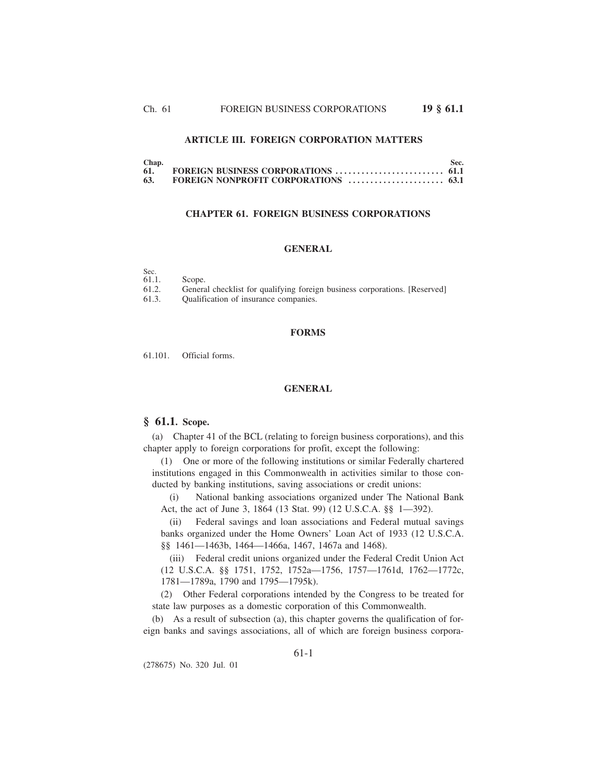## ARTICLE III. FOREIGN CORPORATION MATTERS

| Chap. | | Sec. |
| --- | --- | --- |
| **61.** | **FOREIGN BUSINESS CORPORATIONS** | **61.1** |
| **63.** | **FOREIGN NONPROFIT CORPORATIONS** | **63.1** |

## CHAPTER 61. FOREIGN BUSINESS CORPORATIONS

### GENERAL

| Sec. | |
| --- | --- |
| 61.1. | Scope. |
| 61.2. | General checklist for qualifying foreign business corporations. [Reserved] |
| 61.3. | Qualification of insurance companies. |

### FORMS

| | |
| --- | --- |
| 61.101. | Official forms. |

### GENERAL

### § 61.1. Scope.

(a) Chapter 41 of the BCL (relating to foreign business corporations), and this chapter apply to foreign corporations for profit, except the following:

(1) One or more of the following institutions or similar Federally chartered institutions engaged in this Commonwealth in activities similar to those conducted by banking institutions, saving associations or credit unions:

(i) National banking associations organized under The National Bank Act, the act of June 3, 1864 (13 Stat. 99) (12 U.S.C.A. §§ 1—392).

(ii) Federal savings and loan associations and Federal mutual savings banks organized under the Home Owners' Loan Act of 1933 (12 U.S.C.A. §§ 1461—1463b, 1464—1466a, 1467, 1467a and 1468).

(iii) Federal credit unions organized under the Federal Credit Union Act (12 U.S.C.A. §§ 1751, 1752, 1752a—1756, 1757—1761d, 1762—1772c, 1781—1789a, 1790 and 1795—1795k).

(2) Other Federal corporations intended by the Congress to be treated for state law purposes as a domestic corporation of this Commonwealth.

(b) As a result of subsection (a), this chapter governs the qualification of foreign banks and savings associations, all of which are foreign business corpora-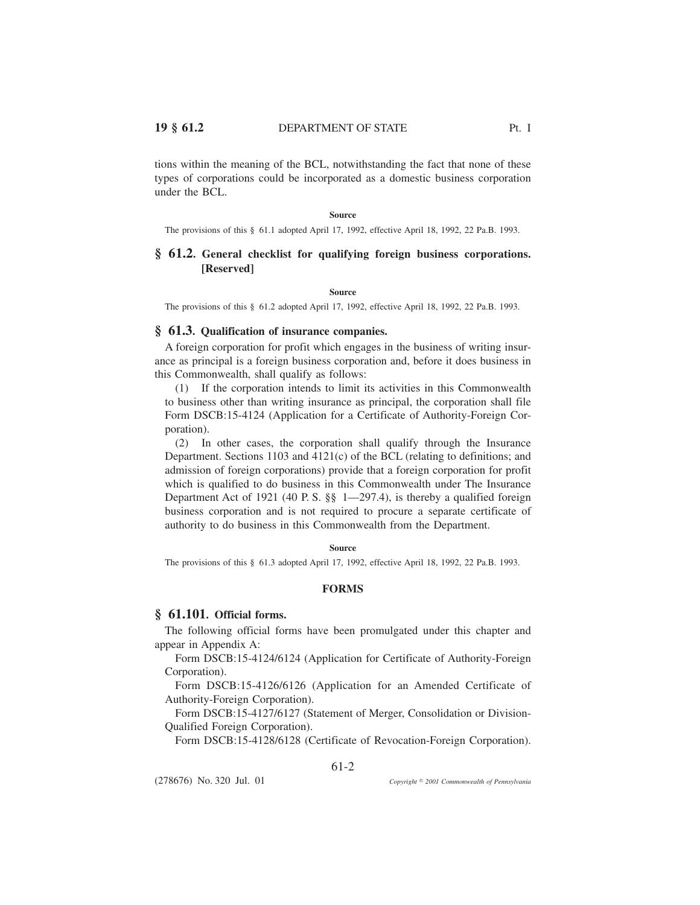tions within the meaning of the BCL, notwithstanding the fact that none of these types of corporations could be incorporated as a domestic business corporation under the BCL.

**Source**

The provisions of this § 61.1 adopted April 17, 1992, effective April 18, 1992, 22 Pa.B. 1993.

## § 61.2. General checklist for qualifying foreign business corporations. [Reserved]

**Source**

The provisions of this § 61.2 adopted April 17, 1992, effective April 18, 1992, 22 Pa.B. 1993.

## § 61.3. Qualification of insurance companies.

A foreign corporation for profit which engages in the business of writing insurance as principal is a foreign business corporation and, before it does business in this Commonwealth, shall qualify as follows:

(1) If the corporation intends to limit its activities in this Commonwealth to business other than writing insurance as principal, the corporation shall file Form DSCB:15-4124 (Application for a Certificate of Authority-Foreign Corporation).

(2) In other cases, the corporation shall qualify through the Insurance Department. Sections 1103 and 4121(c) of the BCL (relating to definitions; and admission of foreign corporations) provide that a foreign corporation for profit which is qualified to do business in this Commonwealth under The Insurance Department Act of 1921 (40 P. S. §§ 1—297.4), is thereby a qualified foreign business corporation and is not required to procure a separate certificate of authority to do business in this Commonwealth from the Department.

**Source**

The provisions of this § 61.3 adopted April 17, 1992, effective April 18, 1992, 22 Pa.B. 1993.

### FORMS

## § 61.101. Official forms.

The following official forms have been promulgated under this chapter and appear in Appendix A:

Form DSCB:15-4124/6124 (Application for Certificate of Authority-Foreign Corporation).

Form DSCB:15-4126/6126 (Application for an Amended Certificate of Authority-Foreign Corporation).

Form DSCB:15-4127/6127 (Statement of Merger, Consolidation or Division-Qualified Foreign Corporation).

Form DSCB:15-4128/6128 (Certificate of Revocation-Foreign Corporation).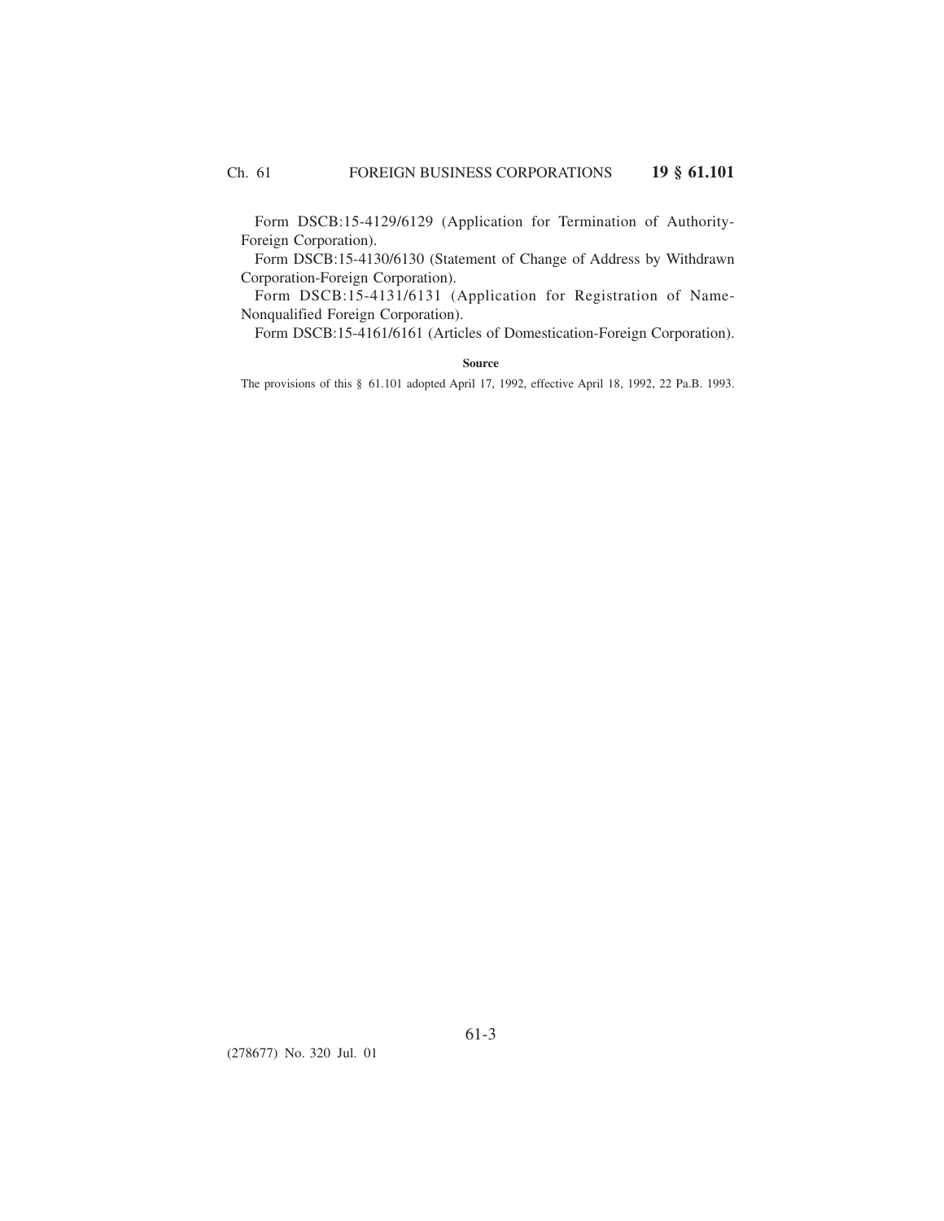Form DSCB:15-4129/6129 (Application for Termination of Authority-Foreign Corporation).

Form DSCB:15-4130/6130 (Statement of Change of Address by Withdrawn Corporation-Foreign Corporation).

Form DSCB:15-4131/6131 (Application for Registration of Name-Nonqualified Foreign Corporation).

Form DSCB:15-4161/6161 (Articles of Domestication-Foreign Corporation).

**Source**

The provisions of this § 61.101 adopted April 17, 1992, effective April 18, 1992, 22 Pa.B. 1993.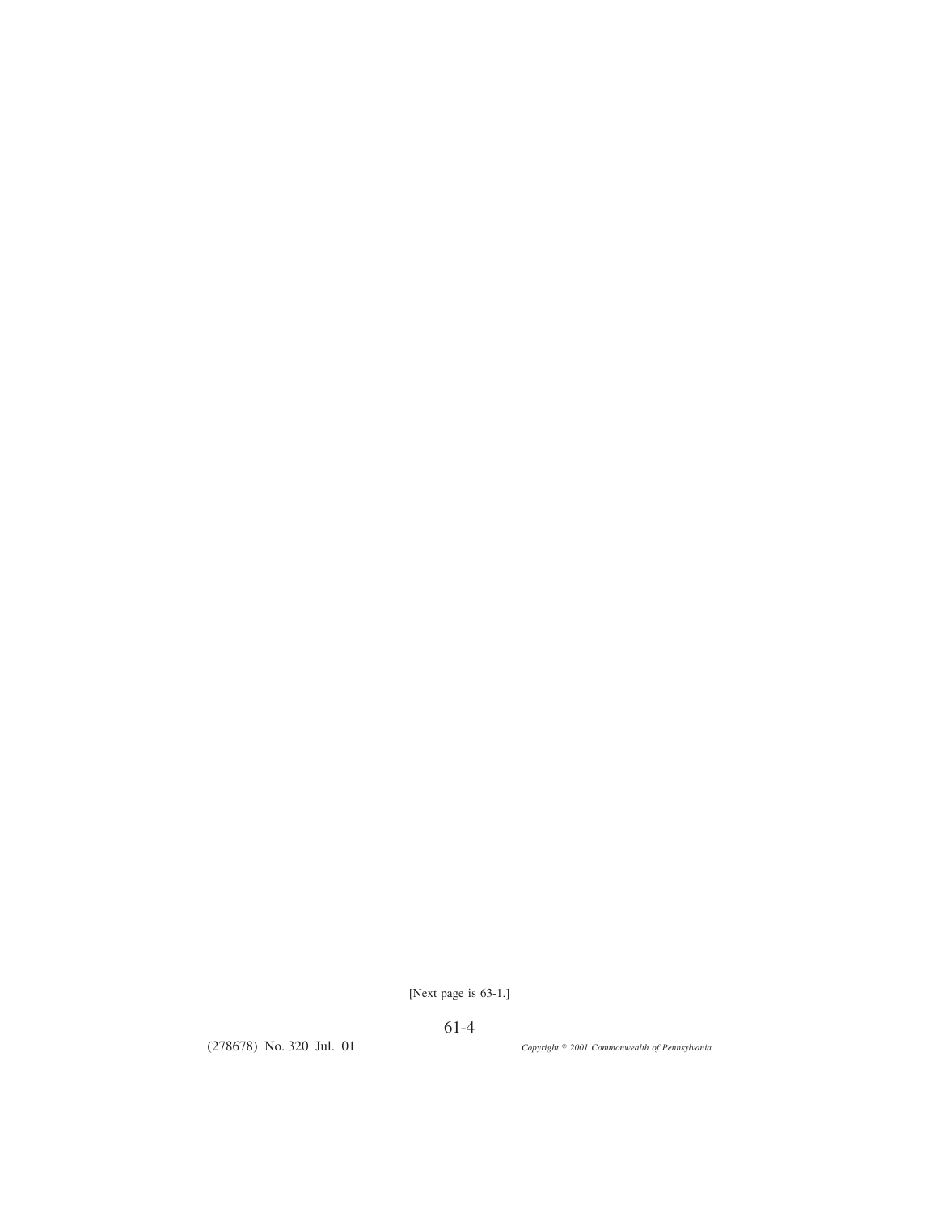[Next page is 63-1.]